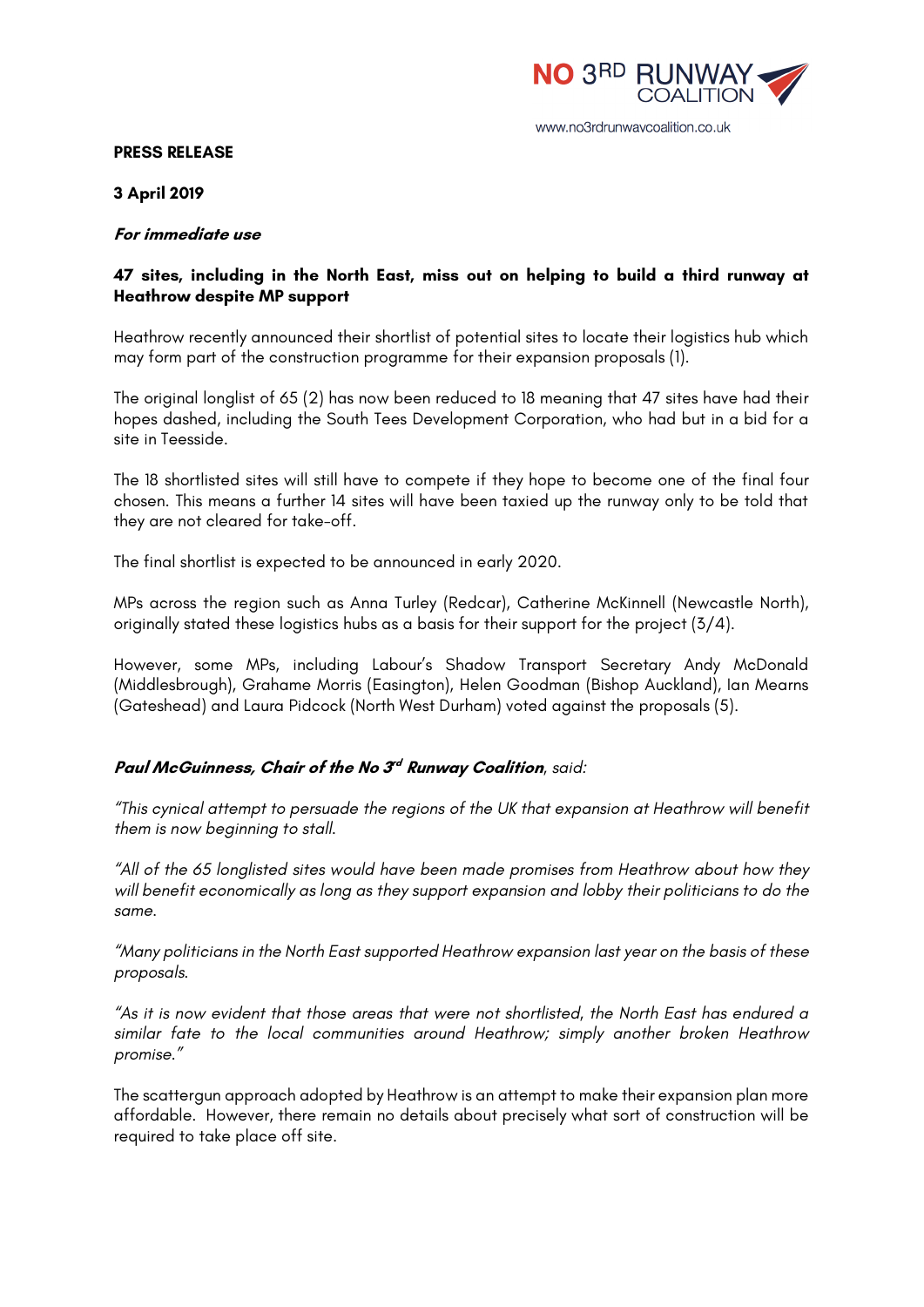NO 3RD RUNWAY COALITION

www.no3rdrunwaycoalition.co.uk

**PRESS RELEASE**

**3 April 2019**

***For immediate use***

**47 sites, including in the North East, miss out on helping to build a third runway at Heathrow despite MP support**

Heathrow recently announced their shortlist of potential sites to locate their logistics hub which may form part of the construction programme for their expansion proposals (1).

The original longlist of 65 (2) has now been reduced to 18 meaning that 47 sites have had their hopes dashed, including the South Tees Development Corporation, who had but in a bid for a site in Teesside.

The 18 shortlisted sites will still have to compete if they hope to become one of the final four chosen. This means a further 14 sites will have been taxied up the runway only to be told that they are not cleared for take-off.

The final shortlist is expected to be announced in early 2020.

MPs across the region such as Anna Turley (Redcar), Catherine McKinnell (Newcastle North), originally stated these logistics hubs as a basis for their support for the project (3/4).

However, some MPs, including Labour's Shadow Transport Secretary Andy McDonald (Middlesbrough), Grahame Morris (Easington), Helen Goodman (Bishop Auckland), Ian Mearns (Gateshead) and Laura Pidcock (North West Durham) voted against the proposals (5).

***Paul McGuinness, Chair of the No 3rd Runway Coalition****, said:*

*"This cynical attempt to persuade the regions of the UK that expansion at Heathrow will benefit them is now beginning to stall.*

*"All of the 65 longlisted sites would have been made promises from Heathrow about how they will benefit economically as long as they support expansion and lobby their politicians to do the same.*

*"Many politicians in the North East supported Heathrow expansion last year on the basis of these proposals.*

*"As it is now evident that those areas that were not shortlisted, the North East has endured a similar fate to the local communities around Heathrow; simply another broken Heathrow promise."*

The scattergun approach adopted by Heathrow is an attempt to make their expansion plan more affordable. However, there remain no details about precisely what sort of construction will be required to take place off site.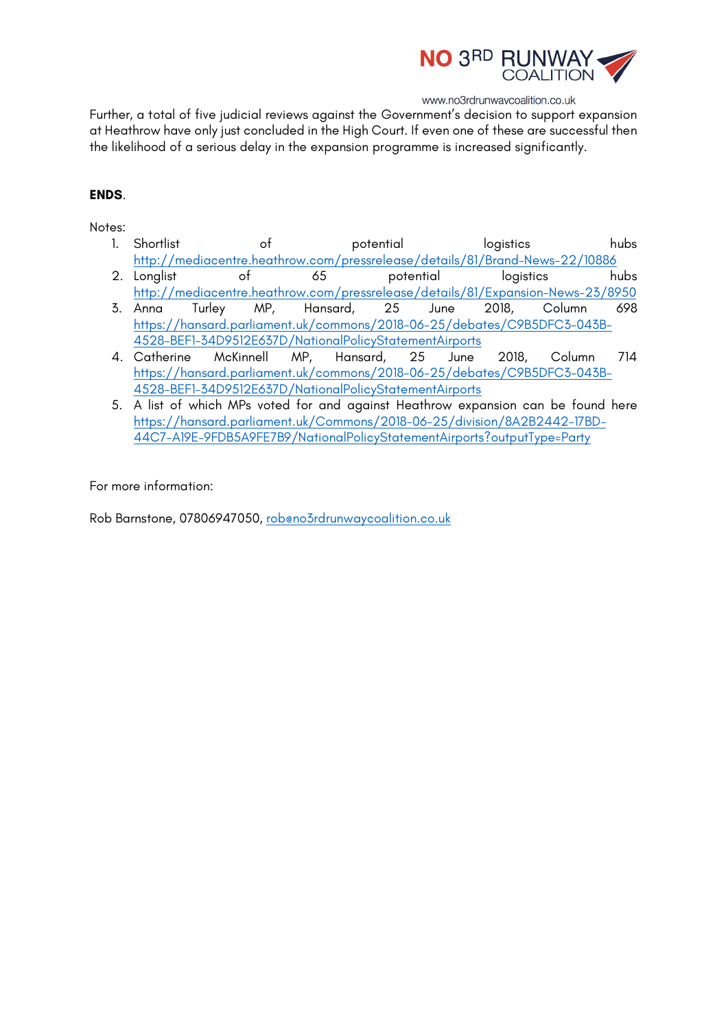Further, a total of five judicial reviews against the Government's decision to support expansion at Heathrow have only just concluded in the High Court. If even one of these are successful then the likelihood of a serious delay in the expansion programme is increased significantly.

**ENDS**.

Notes:

1. Shortlist of potential logistics hubs http://mediacentre.heathrow.com/pressrelease/details/81/Brand-News-22/10886
2. Longlist of 65 potential logistics hubs http://mediacentre.heathrow.com/pressrelease/details/81/Expansion-News-23/8950
3. Anna Turley MP, Hansard, 25 June 2018, Column 698 https://hansard.parliament.uk/commons/2018-06-25/debates/C9B5DFC3-043B-4528-BEF1-34D9512E637D/NationalPolicyStatementAirports
4. Catherine McKinnell MP, Hansard, 25 June 2018, Column 714 https://hansard.parliament.uk/commons/2018-06-25/debates/C9B5DFC3-043B-4528-BEF1-34D9512E637D/NationalPolicyStatementAirports
5. A list of which MPs voted for and against Heathrow expansion can be found here https://hansard.parliament.uk/Commons/2018-06-25/division/8A2B2442-17BD-44C7-A19E-9FDB5A9FE7B9/NationalPolicyStatementAirports?outputType=Party

For more information:

Rob Barnstone, 07806947050, rob@no3rdrunwaycoalition.co.uk